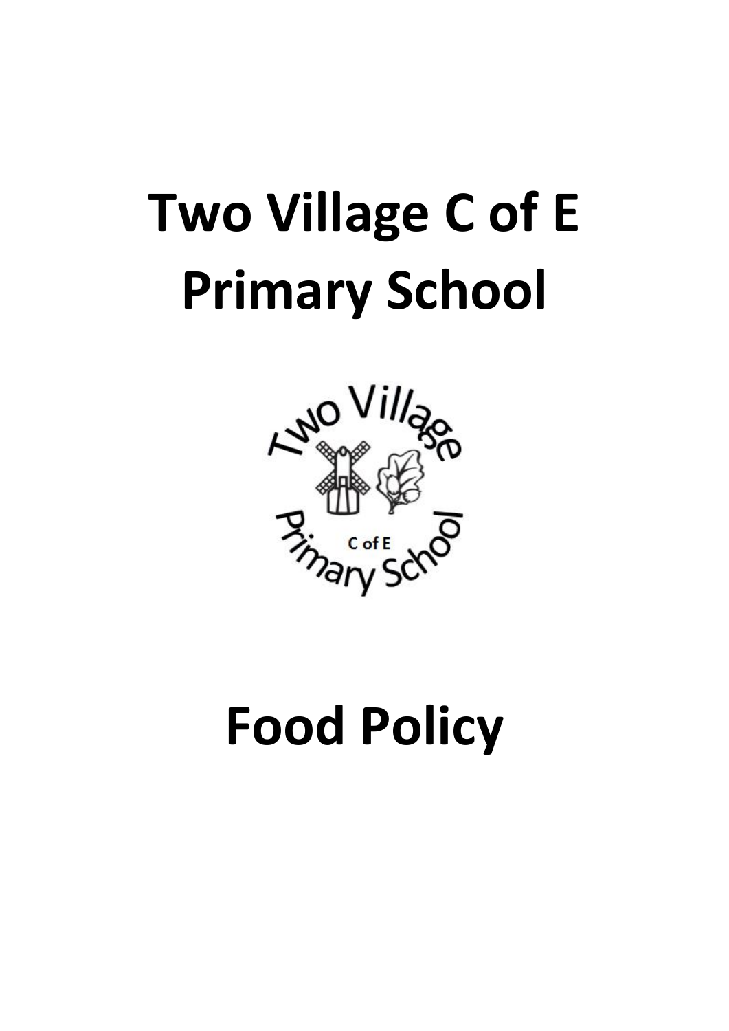# Two Village C of E Primary School

# Food Policy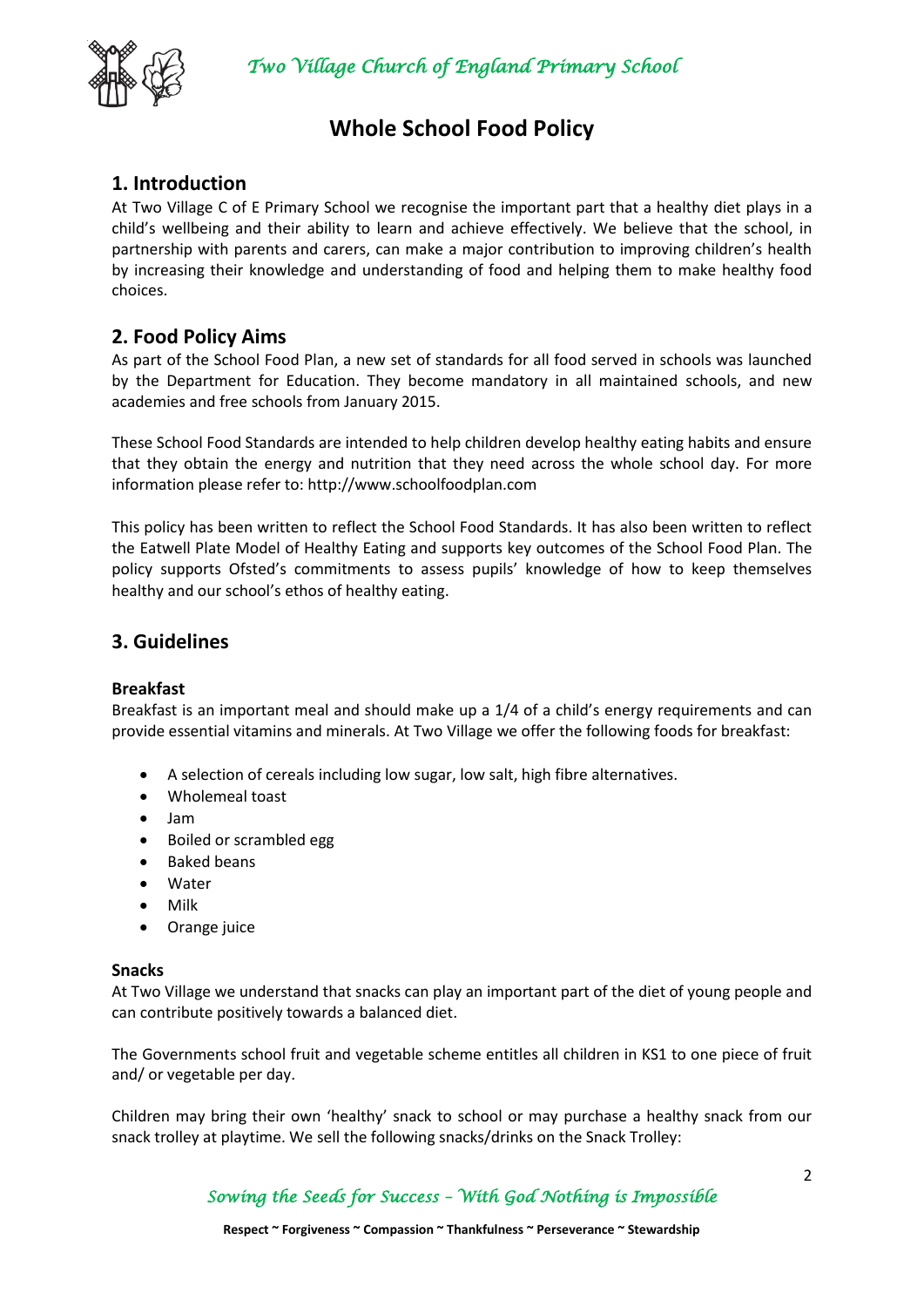# Whole School Food Policy

## 1. Introduction

At Two Village C of E Primary School we recognise the important part that a healthy diet plays in a child's wellbeing and their ability to learn and achieve effectively. We believe that the school, in partnership with parents and carers, can make a major contribution to improving children's health by increasing their knowledge and understanding of food and helping them to make healthy food choices.

## 2. Food Policy Aims

As part of the School Food Plan, a new set of standards for all food served in schools was launched by the Department for Education. They become mandatory in all maintained schools, and new academies and free schools from January 2015.

These School Food Standards are intended to help children develop healthy eating habits and ensure that they obtain the energy and nutrition that they need across the whole school day. For more information please refer to: http://www.schoolfoodplan.com

This policy has been written to reflect the School Food Standards. It has also been written to reflect the Eatwell Plate Model of Healthy Eating and supports key outcomes of the School Food Plan. The policy supports Ofsted's commitments to assess pupils' knowledge of how to keep themselves healthy and our school's ethos of healthy eating.

## 3. Guidelines

### Breakfast

Breakfast is an important meal and should make up a 1/4 of a child's energy requirements and can provide essential vitamins and minerals. At Two Village we offer the following foods for breakfast:

- A selection of cereals including low sugar, low salt, high fibre alternatives.
- Wholemeal toast
- Jam
- Boiled or scrambled egg
- Baked beans
- Water
- Milk
- Orange juice

### Snacks

At Two Village we understand that snacks can play an important part of the diet of young people and can contribute positively towards a balanced diet.

The Governments school fruit and vegetable scheme entitles all children in KS1 to one piece of fruit and/ or vegetable per day.

Children may bring their own 'healthy' snack to school or may purchase a healthy snack from our snack trolley at playtime. We sell the following snacks/drinks on the Snack Trolley: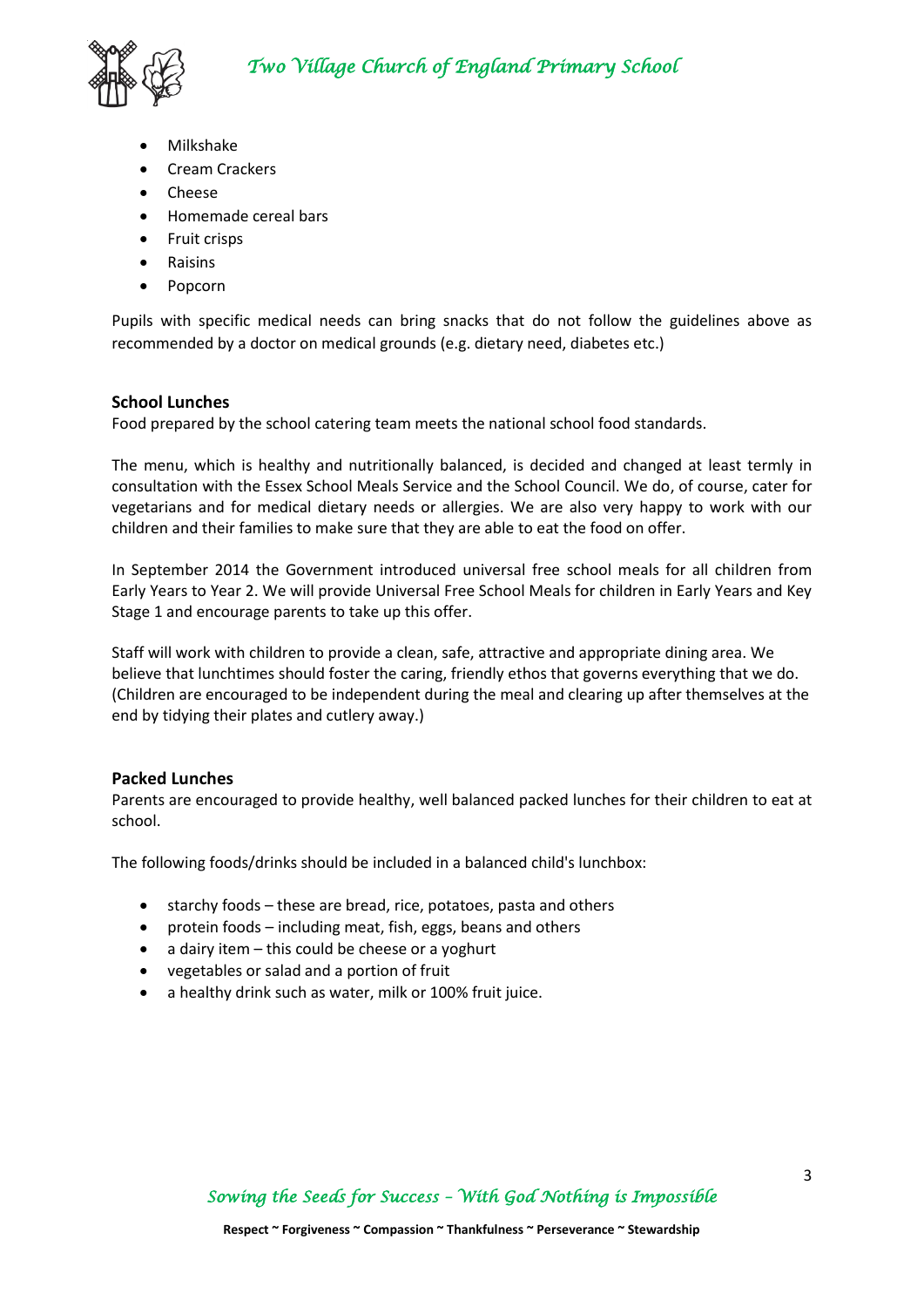- Milkshake
- Cream Crackers
- Cheese
- Homemade cereal bars
- Fruit crisps
- Raisins
- Popcorn

Pupils with specific medical needs can bring snacks that do not follow the guidelines above as recommended by a doctor on medical grounds (e.g. dietary need, diabetes etc.)

**School Lunches**

Food prepared by the school catering team meets the national school food standards.

The menu, which is healthy and nutritionally balanced, is decided and changed at least termly in consultation with the Essex School Meals Service and the School Council. We do, of course, cater for vegetarians and for medical dietary needs or allergies. We are also very happy to work with our children and their families to make sure that they are able to eat the food on offer.

In September 2014 the Government introduced universal free school meals for all children from Early Years to Year 2. We will provide Universal Free School Meals for children in Early Years and Key Stage 1 and encourage parents to take up this offer.

Staff will work with children to provide a clean, safe, attractive and appropriate dining area. We believe that lunchtimes should foster the caring, friendly ethos that governs everything that we do. (Children are encouraged to be independent during the meal and clearing up after themselves at the end by tidying their plates and cutlery away.)

**Packed Lunches**

Parents are encouraged to provide healthy, well balanced packed lunches for their children to eat at school.

The following foods/drinks should be included in a balanced child's lunchbox:

- starchy foods – these are bread, rice, potatoes, pasta and others
- protein foods – including meat, fish, eggs, beans and others
- a dairy item – this could be cheese or a yoghurt
- vegetables or salad and a portion of fruit
- a healthy drink such as water, milk or 100% fruit juice.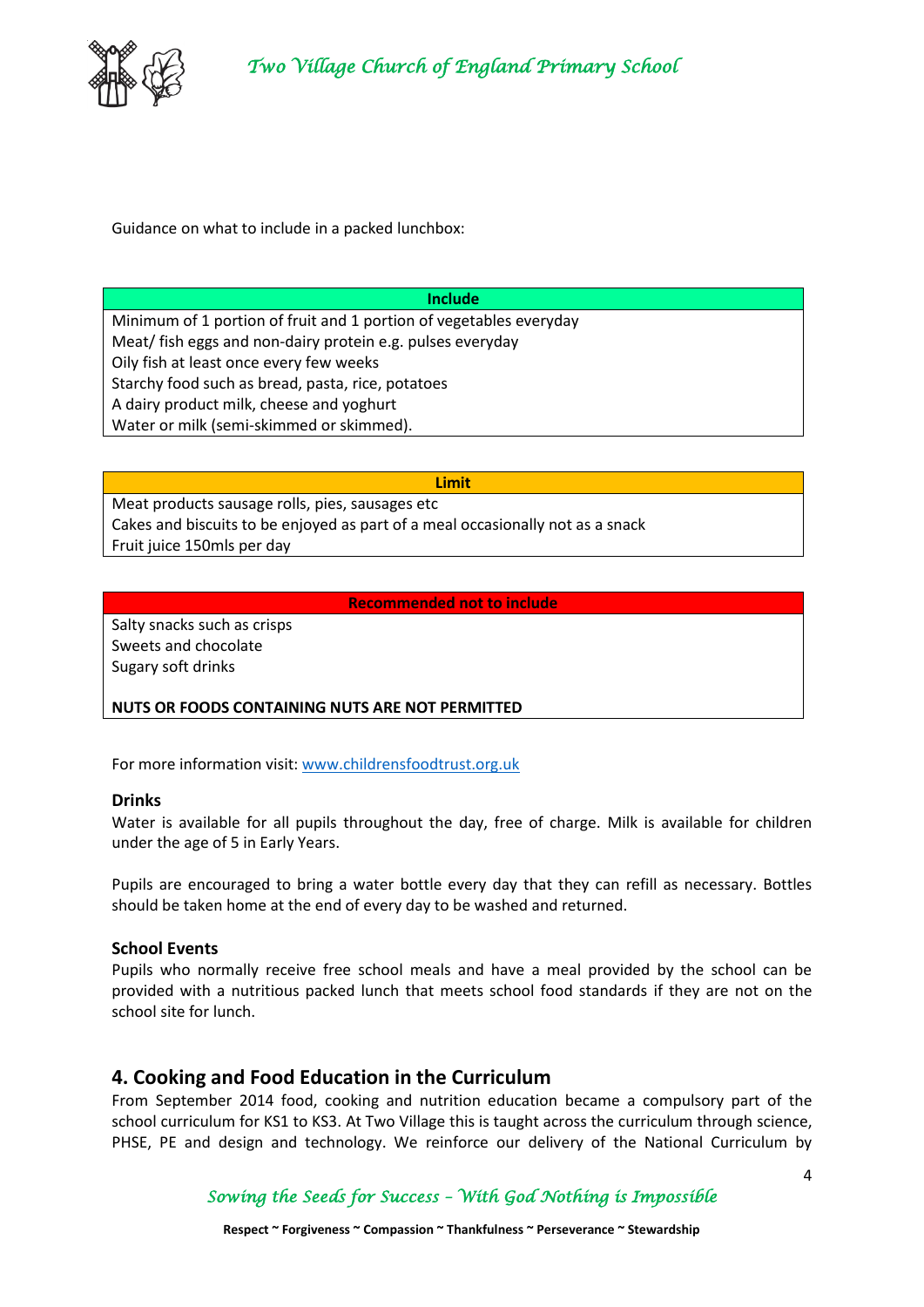Guidance on what to include in a packed lunchbox:

| Include |
|---|
| Minimum of 1 portion of fruit and 1 portion of vegetables everyday |
| Meat/ fish eggs and non-dairy protein e.g. pulses everyday |
| Oily fish at least once every few weeks |
| Starchy food such as bread, pasta, rice, potatoes |
| A dairy product milk, cheese and yoghurt |
| Water or milk (semi-skimmed or skimmed). |

| Limit |
|---|
| Meat products sausage rolls, pies, sausages etc |
| Cakes and biscuits to be enjoyed as part of a meal occasionally not as a snack |
| Fruit juice 150mls per day |

| Recommended not to include |
|---|
| Salty snacks such as crisps |
| Sweets and chocolate |
| Sugary soft drinks |
| **NUTS OR FOODS CONTAINING NUTS ARE NOT PERMITTED** |

For more information visit: www.childrensfoodtrust.org.uk

**Drinks**

Water is available for all pupils throughout the day, free of charge. Milk is available for children under the age of 5 in Early Years.

Pupils are encouraged to bring a water bottle every day that they can refill as necessary. Bottles should be taken home at the end of every day to be washed and returned.

**School Events**

Pupils who normally receive free school meals and have a meal provided by the school can be provided with a nutritious packed lunch that meets school food standards if they are not on the school site for lunch.

## 4. Cooking and Food Education in the Curriculum

From September 2014 food, cooking and nutrition education became a compulsory part of the school curriculum for KS1 to KS3. At Two Village this is taught across the curriculum through science, PHSE, PE and design and technology. We reinforce our delivery of the National Curriculum by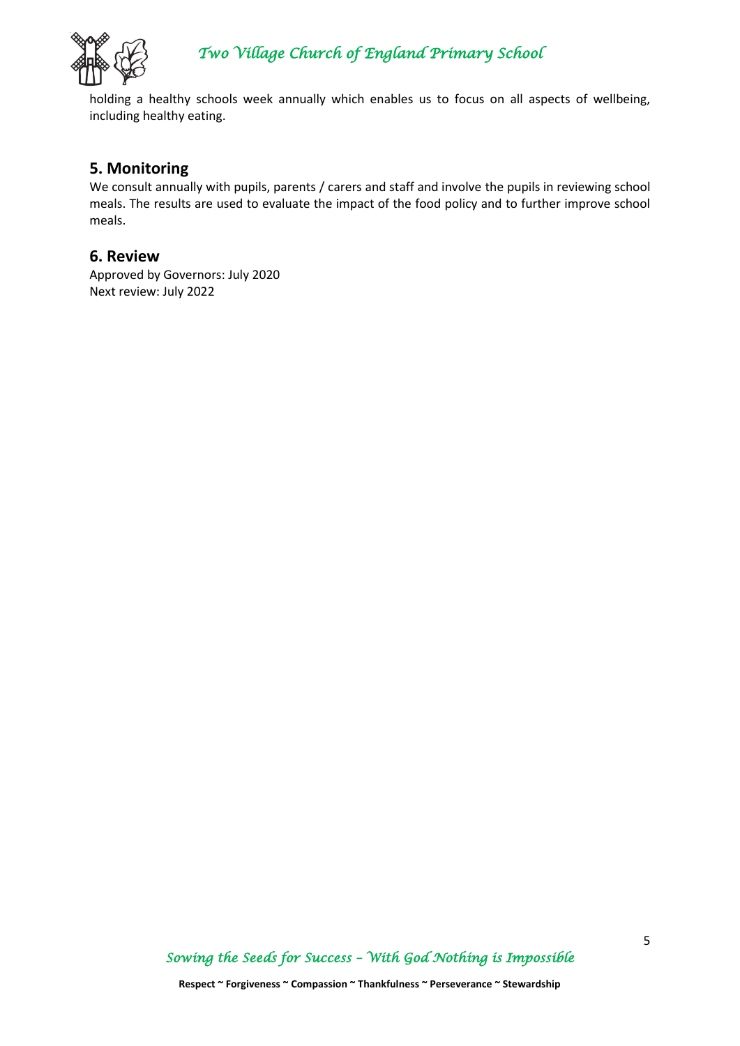holding a healthy schools week annually which enables us to focus on all aspects of wellbeing, including healthy eating.

## 5. Monitoring

We consult annually with pupils, parents / carers and staff and involve the pupils in reviewing school meals. The results are used to evaluate the impact of the food policy and to further improve school meals.

## 6. Review

Approved by Governors: July 2020
Next review: July 2022